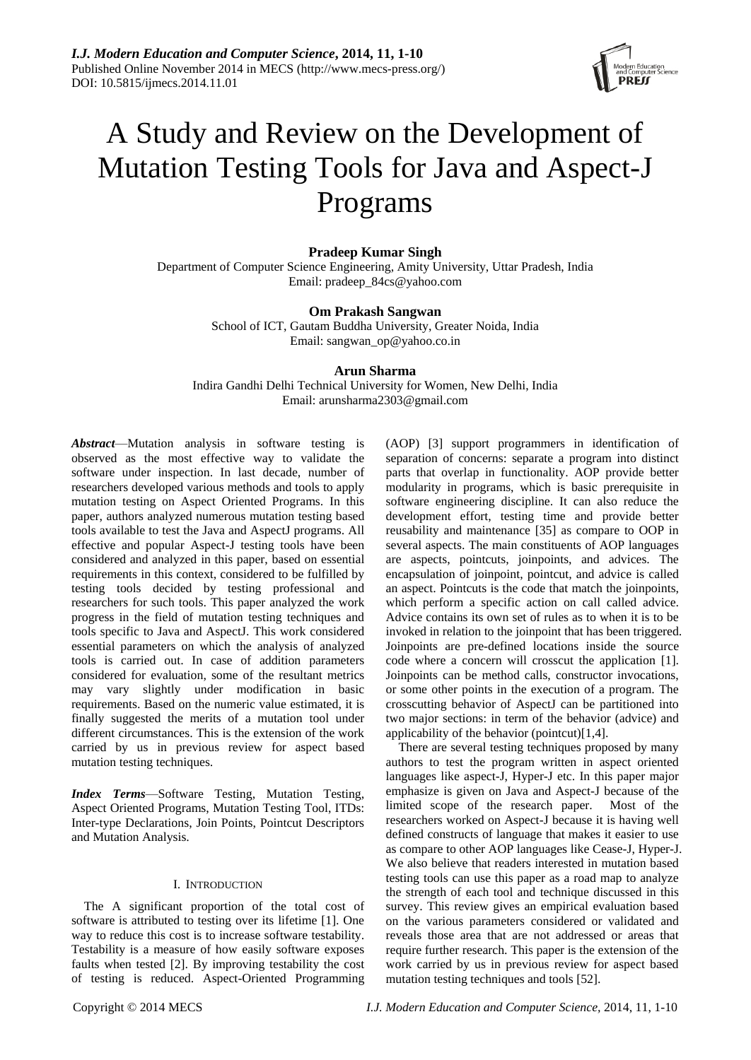# A Study and Review on the Development of Mutation Testing Tools for Java and Aspect-J Programs

**Pradeep Kumar Singh**
Department of Computer Science Engineering, Amity University, Uttar Pradesh, India
Email: pradeep_84cs@yahoo.com

**Om Prakash Sangwan**
School of ICT, Gautam Buddha University, Greater Noida, India
Email: sangwan_op@yahoo.co.in

**Arun Sharma**
Indira Gandhi Delhi Technical University for Women, New Delhi, India
Email: arunsharma2303@gmail.com

***Abstract***—Mutation analysis in software testing is observed as the most effective way to validate the software under inspection. In last decade, number of researchers developed various methods and tools to apply mutation testing on Aspect Oriented Programs. In this paper, authors analyzed numerous mutation testing based tools available to test the Java and AspectJ programs. All effective and popular Aspect-J testing tools have been considered and analyzed in this paper, based on essential requirements in this context, considered to be fulfilled by testing tools decided by testing professional and researchers for such tools. This paper analyzed the work progress in the field of mutation testing techniques and tools specific to Java and AspectJ. This work considered essential parameters on which the analysis of analyzed tools is carried out. In case of addition parameters considered for evaluation, some of the resultant metrics may vary slightly under modification in basic requirements. Based on the numeric value estimated, it is finally suggested the merits of a mutation tool under different circumstances. This is the extension of the work carried by us in previous review for aspect based mutation testing techniques.

***Index Terms***—Software Testing, Mutation Testing, Aspect Oriented Programs, Mutation Testing Tool, ITDs: Inter-type Declarations, Join Points, Pointcut Descriptors and Mutation Analysis.

## I. Introduction

The A significant proportion of the total cost of software is attributed to testing over its lifetime [1]. One way to reduce this cost is to increase software testability. Testability is a measure of how easily software exposes faults when tested [2]. By improving testability the cost of testing is reduced. Aspect-Oriented Programming (AOP) [3] support programmers in identification of separation of concerns: separate a program into distinct parts that overlap in functionality. AOP provide better modularity in programs, which is basic prerequisite in software engineering discipline. It can also reduce the development effort, testing time and provide better reusability and maintenance [35] as compare to OOP in several aspects. The main constituents of AOP languages are aspects, pointcuts, joinpoints, and advices. The encapsulation of joinpoint, pointcut, and advice is called an aspect. Pointcuts is the code that match the joinpoints, which perform a specific action on call called advice. Advice contains its own set of rules as to when it is to be invoked in relation to the joinpoint that has been triggered. Joinpoints are pre-defined locations inside the source code where a concern will crosscut the application [1]. Joinpoints can be method calls, constructor invocations, or some other points in the execution of a program. The crosscutting behavior of AspectJ can be partitioned into two major sections: in term of the behavior (advice) and applicability of the behavior (pointcut)[1,4].

There are several testing techniques proposed by many authors to test the program written in aspect oriented languages like aspect-J, Hyper-J etc. In this paper major emphasize is given on Java and Aspect-J because of the limited scope of the research paper. Most of the researchers worked on Aspect-J because it is having well defined constructs of language that makes it easier to use as compare to other AOP languages like Cease-J, Hyper-J. We also believe that readers interested in mutation based testing tools can use this paper as a road map to analyze the strength of each tool and technique discussed in this survey. This review gives an empirical evaluation based on the various parameters considered or validated and reveals those area that are not addressed or areas that require further research. This paper is the extension of the work carried by us in previous review for aspect based mutation testing techniques and tools [52].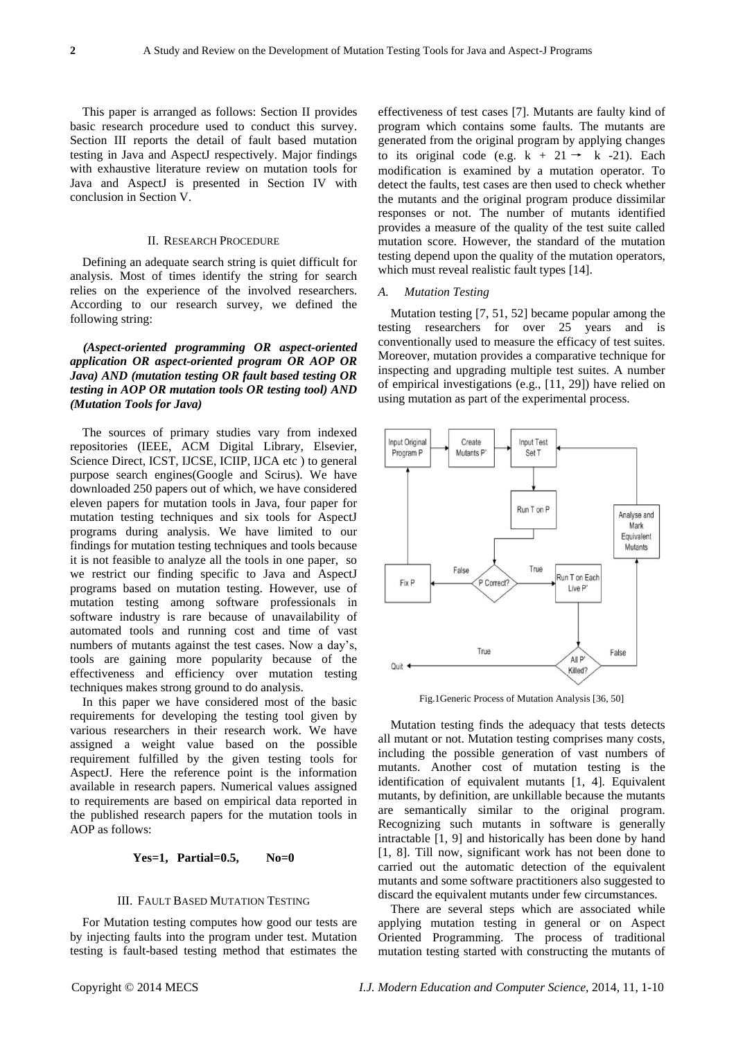This paper is arranged as follows: Section II provides basic research procedure used to conduct this survey. Section III reports the detail of fault based mutation testing in Java and AspectJ respectively. Major findings with exhaustive literature review on mutation tools for Java and AspectJ is presented in Section IV with conclusion in Section V.

## II. Research Procedure

Defining an adequate search string is quiet difficult for analysis. Most of times identify the string for search relies on the experience of the involved researchers. According to our research survey, we defined the following string:

***(Aspect-oriented programming OR aspect-oriented application OR aspect-oriented program OR AOP OR Java) AND (mutation testing OR fault based testing OR testing in AOP OR mutation tools OR testing tool) AND (Mutation Tools for Java)***

The sources of primary studies vary from indexed repositories (IEEE, ACM Digital Library, Elsevier, Science Direct, ICST, IJCSE, ICIIP, IJCA etc ) to general purpose search engines(Google and Scirus). We have downloaded 250 papers out of which, we have considered eleven papers for mutation tools in Java, four paper for mutation testing techniques and six tools for AspectJ programs during analysis. We have limited to our findings for mutation testing techniques and tools because it is not feasible to analyze all the tools in one paper, so we restrict our finding specific to Java and AspectJ programs based on mutation testing. However, use of mutation testing among software professionals in software industry is rare because of unavailability of automated tools and running cost and time of vast numbers of mutants against the test cases. Now a day's, tools are gaining more popularity because of the effectiveness and efficiency over mutation testing techniques makes strong ground to do analysis.

In this paper we have considered most of the basic requirements for developing the testing tool given by various researchers in their research work. We have assigned a weight value based on the possible requirement fulfilled by the given testing tools for AspectJ. Here the reference point is the information available in research papers. Numerical values assigned to requirements are based on empirical data reported in the published research papers for the mutation tools in AOP as follows:

**Yes=1, Partial=0.5, No=0**

## III. Fault Based Mutation Testing

For Mutation testing computes how good our tests are by injecting faults into the program under test. Mutation testing is fault-based testing method that estimates the effectiveness of test cases [7]. Mutants are faulty kind of program which contains some faults. The mutants are generated from the original program by applying changes to its original code (e.g. k + 21 → k -21). Each modification is examined by a mutation operator. To detect the faults, test cases are then used to check whether the mutants and the original program produce dissimilar responses or not. The number of mutants identified provides a measure of the quality of the test suite called mutation score. However, the standard of the mutation testing depend upon the quality of the mutation operators, which must reveal realistic fault types [14].

### *A. Mutation Testing*

Mutation testing [7, 51, 52] became popular among the testing researchers for over 25 years and is conventionally used to measure the efficacy of test suites. Moreover, mutation provides a comparative technique for inspecting and upgrading multiple test suites. A number of empirical investigations (e.g., [11, 29]) have relied on using mutation as part of the experimental process.

Fig.1Generic Process of Mutation Analysis [36, 50]

Mutation testing finds the adequacy that tests detects all mutant or not. Mutation testing comprises many costs, including the possible generation of vast numbers of mutants. Another cost of mutation testing is the identification of equivalent mutants [1, 4]. Equivalent mutants, by definition, are unkillable because the mutants are semantically similar to the original program. Recognizing such mutants in software is generally intractable [1, 9] and historically has been done by hand [1, 8]. Till now, significant work has not been done to carried out the automatic detection of the equivalent mutants and some software practitioners also suggested to discard the equivalent mutants under few circumstances.

There are several steps which are associated while applying mutation testing in general or on Aspect Oriented Programming. The process of traditional mutation testing started with constructing the mutants of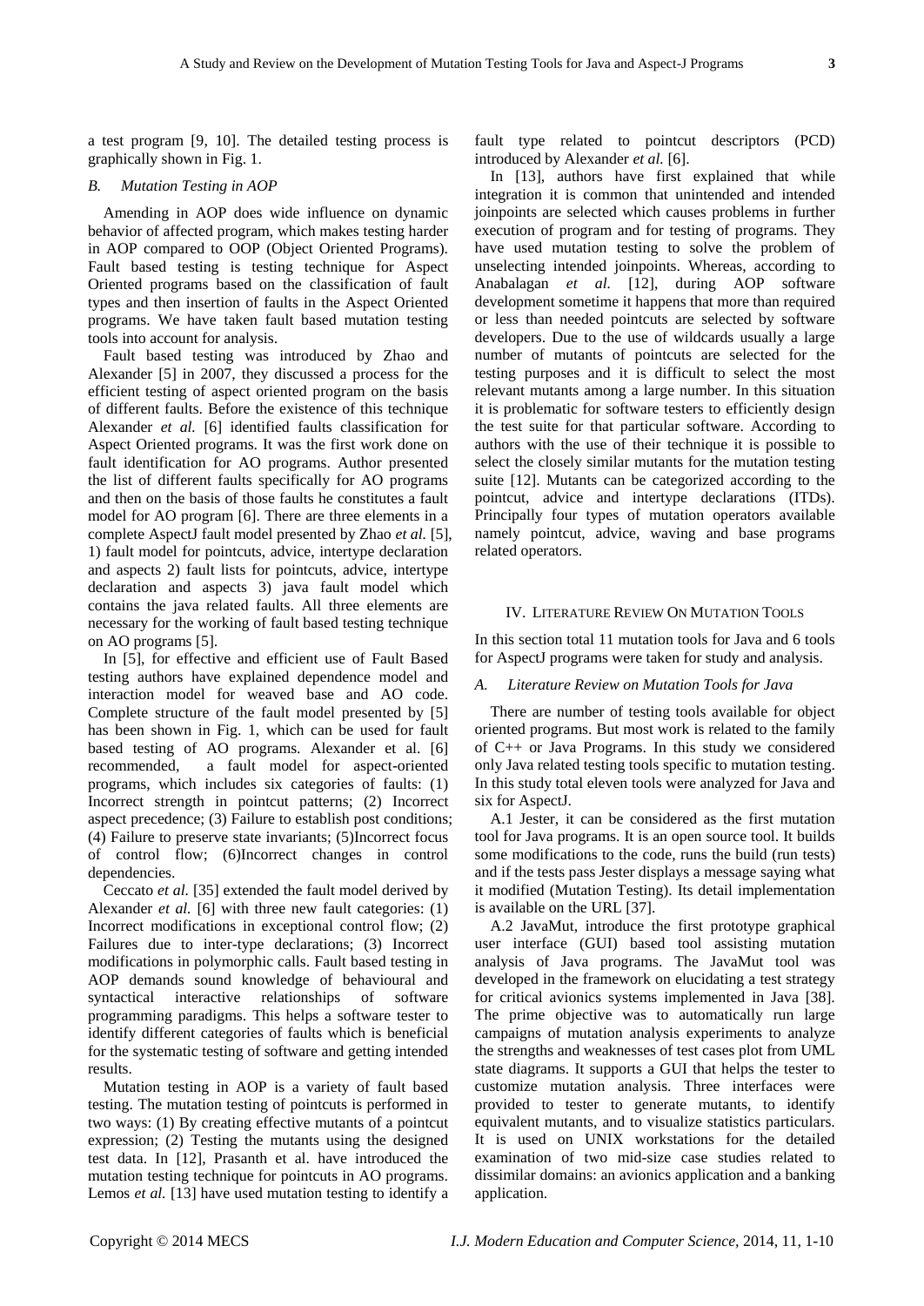a test program [9, 10]. The detailed testing process is graphically shown in Fig. 1.

### *B. Mutation Testing in AOP*

Amending in AOP does wide influence on dynamic behavior of affected program, which makes testing harder in AOP compared to OOP (Object Oriented Programs). Fault based testing is testing technique for Aspect Oriented programs based on the classification of fault types and then insertion of faults in the Aspect Oriented programs. We have taken fault based mutation testing tools into account for analysis.

Fault based testing was introduced by Zhao and Alexander [5] in 2007, they discussed a process for the efficient testing of aspect oriented program on the basis of different faults. Before the existence of this technique Alexander *et al.* [6] identified faults classification for Aspect Oriented programs. It was the first work done on fault identification for AO programs. Author presented the list of different faults specifically for AO programs and then on the basis of those faults he constitutes a fault model for AO program [6]. There are three elements in a complete AspectJ fault model presented by Zhao *et al.* [5], 1) fault model for pointcuts, advice, intertype declaration and aspects 2) fault lists for pointcuts, advice, intertype declaration and aspects 3) java fault model which contains the java related faults. All three elements are necessary for the working of fault based testing technique on AO programs [5].

In [5], for effective and efficient use of Fault Based testing authors have explained dependence model and interaction model for weaved base and AO code. Complete structure of the fault model presented by [5] has been shown in Fig. 1, which can be used for fault based testing of AO programs. Alexander et al. [6] recommended, a fault model for aspect-oriented programs, which includes six categories of faults: (1) Incorrect strength in pointcut patterns; (2) Incorrect aspect precedence; (3) Failure to establish post conditions; (4) Failure to preserve state invariants; (5)Incorrect focus of control flow; (6)Incorrect changes in control dependencies.

Ceccato *et al.* [35] extended the fault model derived by Alexander *et al.* [6] with three new fault categories: (1) Incorrect modifications in exceptional control flow; (2) Failures due to inter-type declarations; (3) Incorrect modifications in polymorphic calls. Fault based testing in AOP demands sound knowledge of behavioural and syntactical interactive relationships of software programming paradigms. This helps a software tester to identify different categories of faults which is beneficial for the systematic testing of software and getting intended results.

Mutation testing in AOP is a variety of fault based testing. The mutation testing of pointcuts is performed in two ways: (1) By creating effective mutants of a pointcut expression; (2) Testing the mutants using the designed test data. In [12], Prasanth et al. have introduced the mutation testing technique for pointcuts in AO programs. Lemos *et al.* [13] have used mutation testing to identify a fault type related to pointcut descriptors (PCD) introduced by Alexander *et al.* [6].

In [13], authors have first explained that while integration it is common that unintended and intended joinpoints are selected which causes problems in further execution of program and for testing of programs. They have used mutation testing to solve the problem of unselecting intended joinpoints. Whereas, according to Anabalagan *et al.* [12], during AOP software development sometime it happens that more than required or less than needed pointcuts are selected by software developers. Due to the use of wildcards usually a large number of mutants of pointcuts are selected for the testing purposes and it is difficult to select the most relevant mutants among a large number. In this situation it is problematic for software testers to efficiently design the test suite for that particular software. According to authors with the use of their technique it is possible to select the closely similar mutants for the mutation testing suite [12]. Mutants can be categorized according to the pointcut, advice and intertype declarations (ITDs). Principally four types of mutation operators available namely pointcut, advice, waving and base programs related operators.

## IV. Literature Review On Mutation Tools

In this section total 11 mutation tools for Java and 6 tools for AspectJ programs were taken for study and analysis.

### *A. Literature Review on Mutation Tools for Java*

There are number of testing tools available for object oriented programs. But most work is related to the family of C++ or Java Programs. In this study we considered only Java related testing tools specific to mutation testing. In this study total eleven tools were analyzed for Java and six for AspectJ.

A.1 Jester, it can be considered as the first mutation tool for Java programs. It is an open source tool. It builds some modifications to the code, runs the build (run tests) and if the tests pass Jester displays a message saying what it modified (Mutation Testing). Its detail implementation is available on the URL [37].

A.2 JavaMut, introduce the first prototype graphical user interface (GUI) based tool assisting mutation analysis of Java programs. The JavaMut tool was developed in the framework on elucidating a test strategy for critical avionics systems implemented in Java [38]. The prime objective was to automatically run large campaigns of mutation analysis experiments to analyze the strengths and weaknesses of test cases plot from UML state diagrams. It supports a GUI that helps the tester to customize mutation analysis. Three interfaces were provided to tester to generate mutants, to identify equivalent mutants, and to visualize statistics particulars. It is used on UNIX workstations for the detailed examination of two mid-size case studies related to dissimilar domains: an avionics application and a banking application.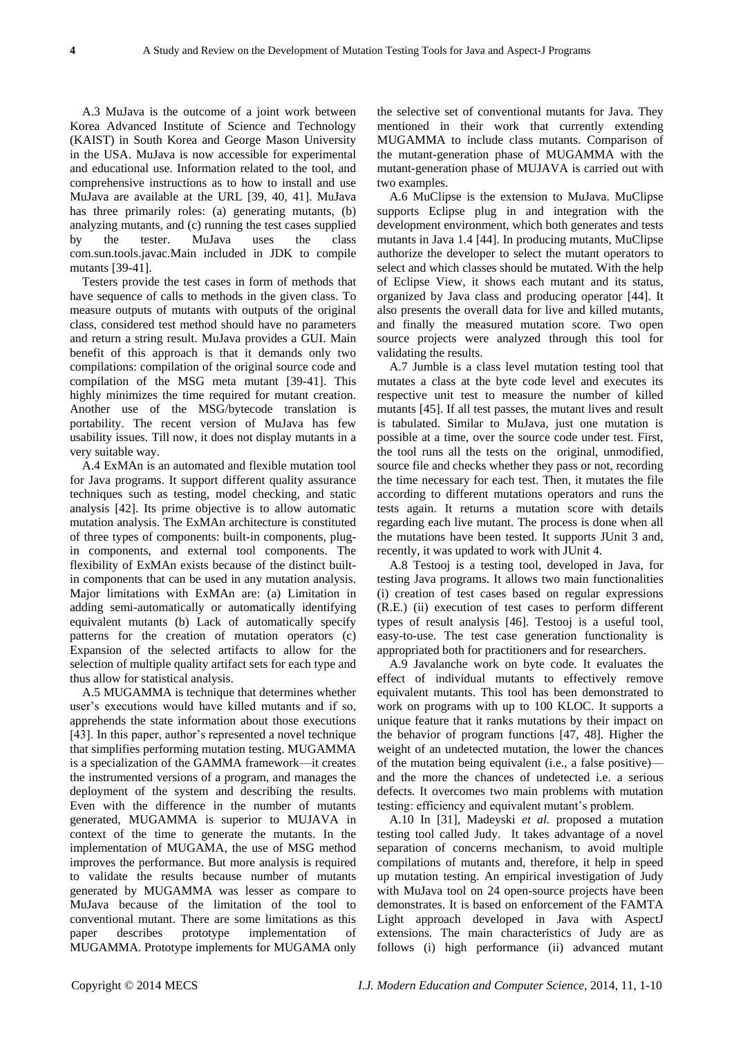A.3 MuJava is the outcome of a joint work between Korea Advanced Institute of Science and Technology (KAIST) in South Korea and George Mason University in the USA. MuJava is now accessible for experimental and educational use. Information related to the tool, and comprehensive instructions as to how to install and use MuJava are available at the URL [39, 40, 41]. MuJava has three primarily roles: (a) generating mutants, (b) analyzing mutants, and (c) running the test cases supplied by the tester. MuJava uses the class com.sun.tools.javac.Main included in JDK to compile mutants [39-41].

Testers provide the test cases in form of methods that have sequence of calls to methods in the given class. To measure outputs of mutants with outputs of the original class, considered test method should have no parameters and return a string result. MuJava provides a GUI. Main benefit of this approach is that it demands only two compilations: compilation of the original source code and compilation of the MSG meta mutant [39-41]. This highly minimizes the time required for mutant creation. Another use of the MSG/bytecode translation is portability. The recent version of MuJava has few usability issues. Till now, it does not display mutants in a very suitable way.

A.4 ExMAn is an automated and flexible mutation tool for Java programs. It support different quality assurance techniques such as testing, model checking, and static analysis [42]. Its prime objective is to allow automatic mutation analysis. The ExMAn architecture is constituted of three types of components: built-in components, plug-in components, and external tool components. The flexibility of ExMAn exists because of the distinct built-in components that can be used in any mutation analysis. Major limitations with ExMAn are: (a) Limitation in adding semi-automatically or automatically identifying equivalent mutants (b) Lack of automatically specify patterns for the creation of mutation operators (c) Expansion of the selected artifacts to allow for the selection of multiple quality artifact sets for each type and thus allow for statistical analysis.

A.5 MUGAMMA is technique that determines whether user's executions would have killed mutants and if so, apprehends the state information about those executions [43]. In this paper, author's represented a novel technique that simplifies performing mutation testing. MUGAMMA is a specialization of the GAMMA framework—it creates the instrumented versions of a program, and manages the deployment of the system and describing the results. Even with the difference in the number of mutants generated, MUGAMMA is superior to MUJAVA in context of the time to generate the mutants. In the implementation of MUGAMA, the use of MSG method improves the performance. But more analysis is required to validate the results because number of mutants generated by MUGAMMA was lesser as compare to MuJava because of the limitation of the tool to conventional mutant. There are some limitations as this paper describes prototype implementation of MUGAMMA. Prototype implements for MUGAMA only the selective set of conventional mutants for Java. They mentioned in their work that currently extending MUGAMMA to include class mutants. Comparison of the mutant-generation phase of MUGAMMA with the mutant-generation phase of MUJAVA is carried out with two examples.

A.6 MuClipse is the extension to MuJava. MuClipse supports Eclipse plug in and integration with the development environment, which both generates and tests mutants in Java 1.4 [44]. In producing mutants, MuClipse authorize the developer to select the mutant operators to select and which classes should be mutated. With the help of Eclipse View, it shows each mutant and its status, organized by Java class and producing operator [44]. It also presents the overall data for live and killed mutants, and finally the measured mutation score. Two open source projects were analyzed through this tool for validating the results.

A.7 Jumble is a class level mutation testing tool that mutates a class at the byte code level and executes its respective unit test to measure the number of killed mutants [45]. If all test passes, the mutant lives and result is tabulated. Similar to MuJava, just one mutation is possible at a time, over the source code under test. First, the tool runs all the tests on the original, unmodified, source file and checks whether they pass or not, recording the time necessary for each test. Then, it mutates the file according to different mutations operators and runs the tests again. It returns a mutation score with details regarding each live mutant. The process is done when all the mutations have been tested. It supports JUnit 3 and, recently, it was updated to work with JUnit 4.

A.8 Testooj is a testing tool, developed in Java, for testing Java programs. It allows two main functionalities (i) creation of test cases based on regular expressions (R.E.) (ii) execution of test cases to perform different types of result analysis [46]. Testooj is a useful tool, easy-to-use. The test case generation functionality is appropriated both for practitioners and for researchers.

A.9 Javalanche work on byte code. It evaluates the effect of individual mutants to effectively remove equivalent mutants. This tool has been demonstrated to work on programs with up to 100 KLOC. It supports a unique feature that it ranks mutations by their impact on the behavior of program functions [47, 48]. Higher the weight of an undetected mutation, the lower the chances of the mutation being equivalent (i.e., a false positive)—and the more the chances of undetected i.e. a serious defects. It overcomes two main problems with mutation testing: efficiency and equivalent mutant's problem.

A.10 In [31], Madeyski *et al.* proposed a mutation testing tool called Judy. It takes advantage of a novel separation of concerns mechanism, to avoid multiple compilations of mutants and, therefore, it help in speed up mutation testing. An empirical investigation of Judy with MuJava tool on 24 open-source projects have been demonstrates. It is based on enforcement of the FAMTA Light approach developed in Java with AspectJ extensions. The main characteristics of Judy are as follows (i) high performance (ii) advanced mutant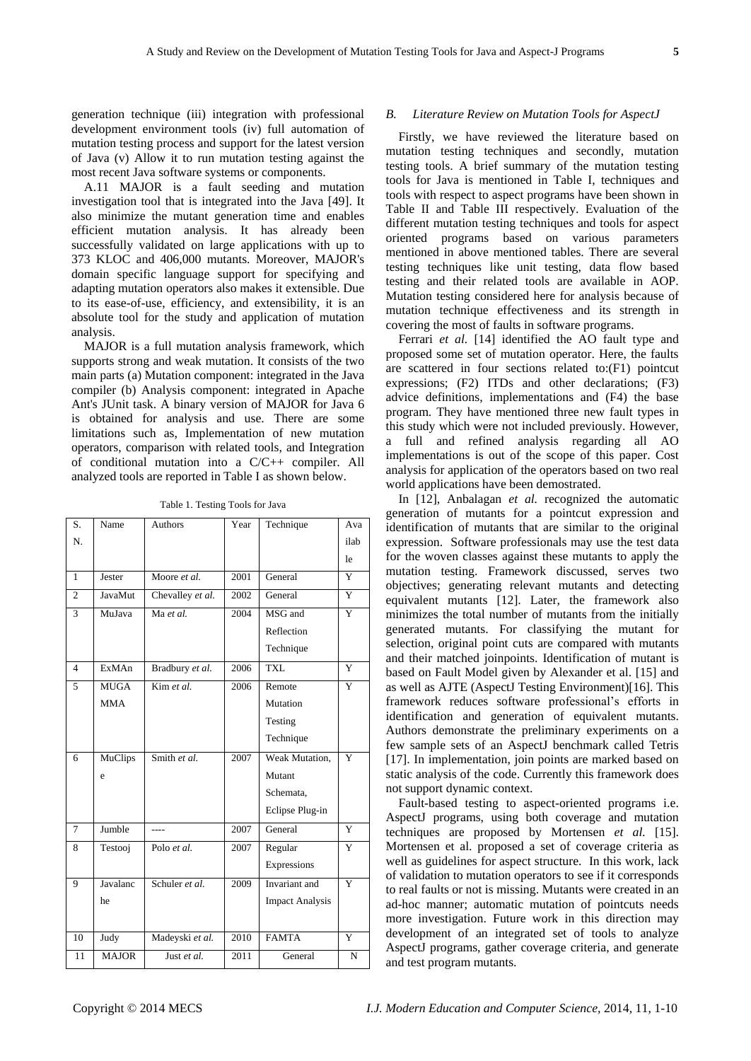generation technique (iii) integration with professional development environment tools (iv) full automation of mutation testing process and support for the latest version of Java (v) Allow it to run mutation testing against the most recent Java software systems or components.

A.11 MAJOR is a fault seeding and mutation investigation tool that is integrated into the Java [49]. It also minimize the mutant generation time and enables efficient mutation analysis. It has already been successfully validated on large applications with up to 373 KLOC and 406,000 mutants. Moreover, MAJOR's domain specific language support for specifying and adapting mutation operators also makes it extensible. Due to its ease-of-use, efficiency, and extensibility, it is an absolute tool for the study and application of mutation analysis.

MAJOR is a full mutation analysis framework, which supports strong and weak mutation. It consists of the two main parts (a) Mutation component: integrated in the Java compiler (b) Analysis component: integrated in Apache Ant's JUnit task. A binary version of MAJOR for Java 6 is obtained for analysis and use. There are some limitations such as, Implementation of new mutation operators, comparison with related tools, and Integration of conditional mutation into a C/C++ compiler. All analyzed tools are reported in Table I as shown below.

Table 1. Testing Tools for Java

| S. N. | Name | Authors | Year | Technique | Available |
|---|---|---|---|---|---|
| 1 | Jester | Moore *et al.* | 2001 | General | Y |
| 2 | JavaMut | Chevalley *et al.* | 2002 | General | Y |
| 3 | MuJava | Ma *et al.* | 2004 | MSG and Reflection Technique | Y |
| 4 | ExMAn | Bradbury *et al.* | 2006 | TXL | Y |
| 5 | MUGAMMA | Kim *et al.* | 2006 | Remote Mutation Testing Technique | Y |
| 6 | MuClipse | Smith *et al.* | 2007 | Weak Mutation, Mutant Schemata, Eclipse Plug-in | Y |
| 7 | Jumble | ---- | 2007 | General | Y |
| 8 | Testooj | Polo *et al.* | 2007 | Regular Expressions | Y |
| 9 | Javalanche | Schuler *et al.* | 2009 | Invariant and Impact Analysis | Y |
| 10 | Judy | Madeyski *et al.* | 2010 | FAMTA | Y |
| 11 | MAJOR | Just *et al.* | 2011 | General | N |

### *B. Literature Review on Mutation Tools for AspectJ*

Firstly, we have reviewed the literature based on mutation testing techniques and secondly, mutation testing tools. A brief summary of the mutation testing tools for Java is mentioned in Table I, techniques and tools with respect to aspect programs have been shown in Table II and Table III respectively. Evaluation of the different mutation testing techniques and tools for aspect oriented programs based on various parameters mentioned in above mentioned tables. There are several testing techniques like unit testing, data flow based testing and their related tools are available in AOP. Mutation testing considered here for analysis because of mutation technique effectiveness and its strength in covering the most of faults in software programs.

Ferrari *et al.* [14] identified the AO fault type and proposed some set of mutation operator. Here, the faults are scattered in four sections related to:(F1) pointcut expressions; (F2) ITDs and other declarations; (F3) advice definitions, implementations and (F4) the base program. They have mentioned three new fault types in this study which were not included previously. However, a full and refined analysis regarding all AO implementations is out of the scope of this paper. Cost analysis for application of the operators based on two real world applications have been demostrated.

In [12], Anbalagan *et al.* recognized the automatic generation of mutants for a pointcut expression and identification of mutants that are similar to the original expression. Software professionals may use the test data for the woven classes against these mutants to apply the mutation testing. Framework discussed, serves two objectives; generating relevant mutants and detecting equivalent mutants [12]. Later, the framework also minimizes the total number of mutants from the initially generated mutants. For classifying the mutant for selection, original point cuts are compared with mutants and their matched joinpoints. Identification of mutant is based on Fault Model given by Alexander et al. [15] and as well as AJTE (AspectJ Testing Environment)[16]. This framework reduces software professional's efforts in identification and generation of equivalent mutants. Authors demonstrate the preliminary experiments on a few sample sets of an AspectJ benchmark called Tetris [17]. In implementation, join points are marked based on static analysis of the code. Currently this framework does not support dynamic context.

Fault-based testing to aspect-oriented programs i.e. AspectJ programs, using both coverage and mutation techniques are proposed by Mortensen *et al.* [15]. Mortensen et al. proposed a set of coverage criteria as well as guidelines for aspect structure. In this work, lack of validation to mutation operators to see if it corresponds to real faults or not is missing. Mutants were created in an ad-hoc manner; automatic mutation of pointcuts needs more investigation. Future work in this direction may development of an integrated set of tools to analyze AspectJ programs, gather coverage criteria, and generate and test program mutants.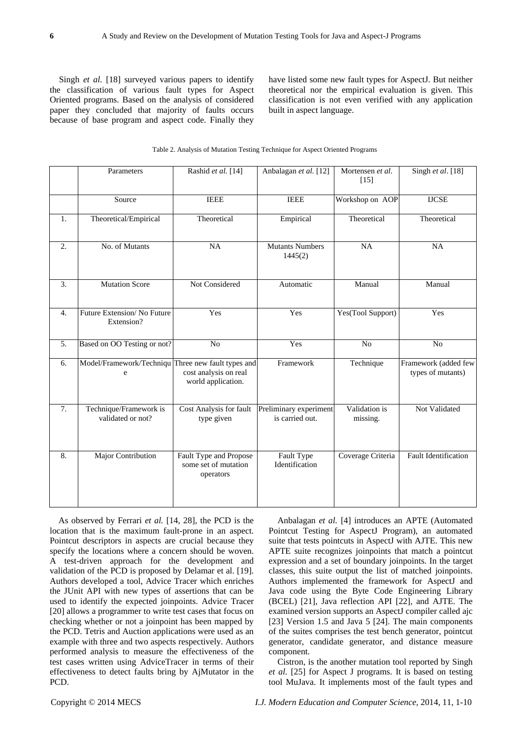Singh *et al.* [18] surveyed various papers to identify the classification of various fault types for Aspect Oriented programs. Based on the analysis of considered paper they concluded that majority of faults occurs because of base program and aspect code. Finally they have listed some new fault types for AspectJ. But neither theoretical nor the empirical evaluation is given. This classification is not even verified with any application built in aspect language.

Table 2. Analysis of Mutation Testing Technique for Aspect Oriented Programs

| | Parameters | Rashid *et al.* [14] | Anbalagan *et al.* [12] | Mortensen *et al.* [15] | Singh *et al*. [18] |
|---|---|---|---|---|---|
| | Source | IEEE | IEEE | Workshop on AOP | IJCSE |
| 1. | Theoretical/Empirical | Theoretical | Empirical | Theoretical | Theoretical |
| 2. | No. of Mutants | NA | Mutants Numbers 1445(2) | NA | NA |
| 3. | Mutation Score | Not Considered | Automatic | Manual | Manual |
| 4. | Future Extension/ No Future Extension? | Yes | Yes | Yes(Tool Support) | Yes |
| 5. | Based on OO Testing or not? | No | Yes | No | No |
| 6. | Model/Framework/Technique | Three new fault types and cost analysis on real world application. | Framework | Technique | Framework (added few types of mutants) |
| 7. | Technique/Framework is validated or not? | Cost Analysis for fault type given | Preliminary experiment is carried out. | Validation is missing. | Not Validated |
| 8. | Major Contribution | Fault Type and Propose some set of mutation operators | Fault Type Identification | Coverage Criteria | Fault Identification |

As observed by Ferrari *et al.* [14, 28], the PCD is the location that is the maximum fault-prone in an aspect. Pointcut descriptors in aspects are crucial because they specify the locations where a concern should be woven. A test-driven approach for the development and validation of the PCD is proposed by Delamar et al. [19]. Authors developed a tool, Advice Tracer which enriches the JUnit API with new types of assertions that can be used to identify the expected joinpoints. Advice Tracer [20] allows a programmer to write test cases that focus on checking whether or not a joinpoint has been mapped by the PCD. Tetris and Auction applications were used as an example with three and two aspects respectively. Authors performed analysis to measure the effectiveness of the test cases written using AdviceTracer in terms of their effectiveness to detect faults bring by AjMutator in the PCD.

Anbalagan *et al.* [4] introduces an APTE (Automated Pointcut Testing for AspectJ Program), an automated suite that tests pointcuts in AspectJ with AJTE. This new APTE suite recognizes joinpoints that match a pointcut expression and a set of boundary joinpoints. In the target classes, this suite output the list of matched joinpoints. Authors implemented the framework for AspectJ and Java code using the Byte Code Engineering Library (BCEL) [21], Java reflection API [22], and AJTE. The examined version supports an AspectJ compiler called ajc [23] Version 1.5 and Java 5 [24]. The main components of the suites comprises the test bench generator, pointcut generator, candidate generator, and distance measure component.

Cistron, is the another mutation tool reported by Singh *et al.* [25] for Aspect J programs. It is based on testing tool MuJava. It implements most of the fault types and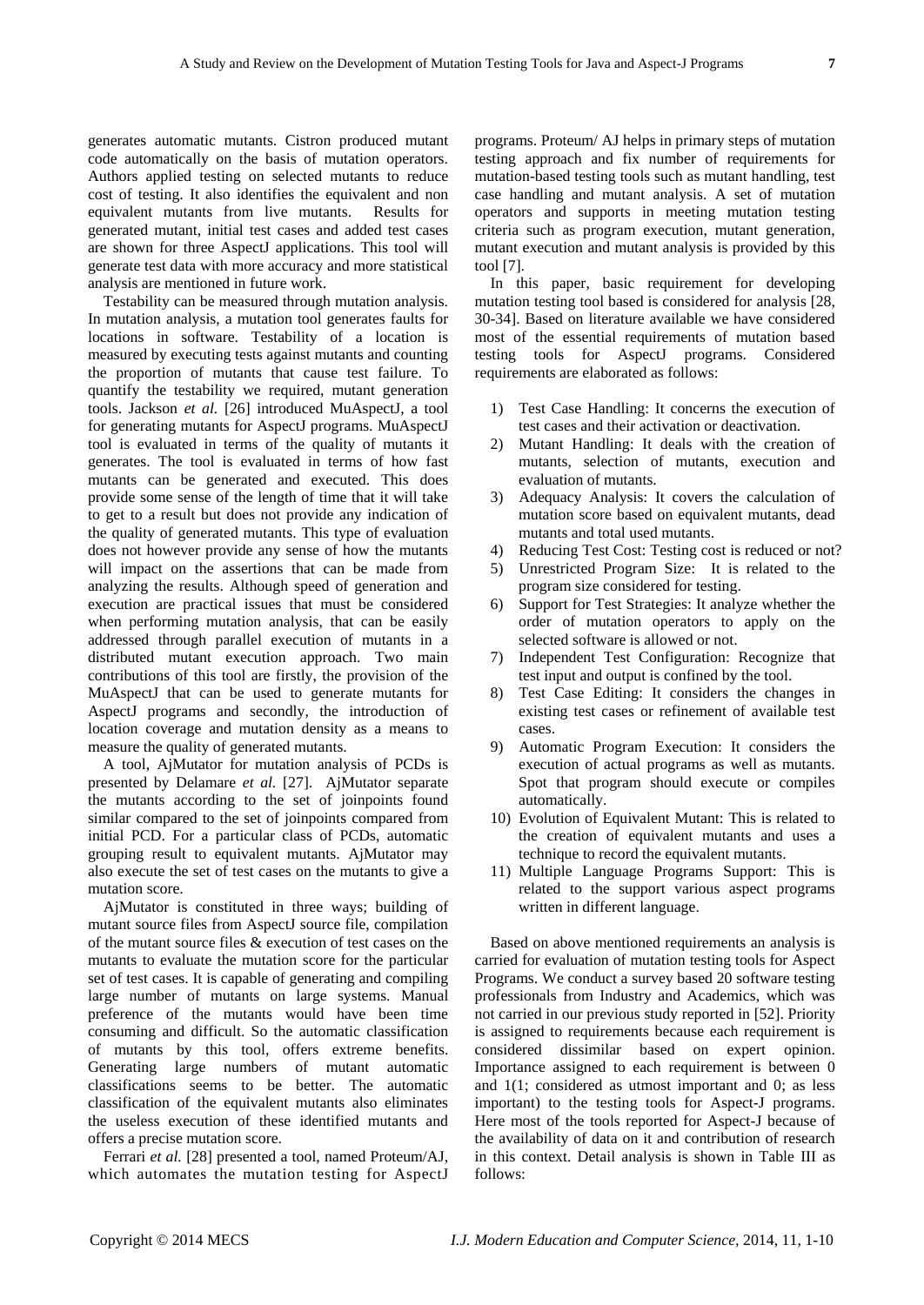generates automatic mutants. Cistron produced mutant code automatically on the basis of mutation operators. Authors applied testing on selected mutants to reduce cost of testing. It also identifies the equivalent and non equivalent mutants from live mutants. Results for generated mutant, initial test cases and added test cases are shown for three AspectJ applications. This tool will generate test data with more accuracy and more statistical analysis are mentioned in future work.

Testability can be measured through mutation analysis. In mutation analysis, a mutation tool generates faults for locations in software. Testability of a location is measured by executing tests against mutants and counting the proportion of mutants that cause test failure. To quantify the testability we required, mutant generation tools. Jackson *et al.* [26] introduced MuAspectJ, a tool for generating mutants for AspectJ programs. MuAspectJ tool is evaluated in terms of the quality of mutants it generates. The tool is evaluated in terms of how fast mutants can be generated and executed. This does provide some sense of the length of time that it will take to get to a result but does not provide any indication of the quality of generated mutants. This type of evaluation does not however provide any sense of how the mutants will impact on the assertions that can be made from analyzing the results. Although speed of generation and execution are practical issues that must be considered when performing mutation analysis, that can be easily addressed through parallel execution of mutants in a distributed mutant execution approach. Two main contributions of this tool are firstly, the provision of the MuAspectJ that can be used to generate mutants for AspectJ programs and secondly, the introduction of location coverage and mutation density as a means to measure the quality of generated mutants.

A tool, AjMutator for mutation analysis of PCDs is presented by Delamare *et al.* [27]. AjMutator separate the mutants according to the set of joinpoints found similar compared to the set of joinpoints compared from initial PCD. For a particular class of PCDs, automatic grouping result to equivalent mutants. AjMutator may also execute the set of test cases on the mutants to give a mutation score.

AjMutator is constituted in three ways; building of mutant source files from AspectJ source file, compilation of the mutant source files & execution of test cases on the mutants to evaluate the mutation score for the particular set of test cases. It is capable of generating and compiling large number of mutants on large systems. Manual preference of the mutants would have been time consuming and difficult. So the automatic classification of mutants by this tool, offers extreme benefits. Generating large numbers of mutant automatic classifications seems to be better. The automatic classification of the equivalent mutants also eliminates the useless execution of these identified mutants and offers a precise mutation score.

Ferrari *et al.* [28] presented a tool, named Proteum/AJ, which automates the mutation testing for AspectJ programs. Proteum/ AJ helps in primary steps of mutation testing approach and fix number of requirements for mutation-based testing tools such as mutant handling, test case handling and mutant analysis. A set of mutation operators and supports in meeting mutation testing criteria such as program execution, mutant generation, mutant execution and mutant analysis is provided by this tool [7].

In this paper, basic requirement for developing mutation testing tool based is considered for analysis [28, 30-34]. Based on literature available we have considered most of the essential requirements of mutation based testing tools for AspectJ programs. Considered requirements are elaborated as follows:

1) Test Case Handling: It concerns the execution of test cases and their activation or deactivation.
2) Mutant Handling: It deals with the creation of mutants, selection of mutants, execution and evaluation of mutants.
3) Adequacy Analysis: It covers the calculation of mutation score based on equivalent mutants, dead mutants and total used mutants.
4) Reducing Test Cost: Testing cost is reduced or not?
5) Unrestricted Program Size: It is related to the program size considered for testing.
6) Support for Test Strategies: It analyze whether the order of mutation operators to apply on the selected software is allowed or not.
7) Independent Test Configuration: Recognize that test input and output is confined by the tool.
8) Test Case Editing: It considers the changes in existing test cases or refinement of available test cases.
9) Automatic Program Execution: It considers the execution of actual programs as well as mutants. Spot that program should execute or compiles automatically.
10) Evolution of Equivalent Mutant: This is related to the creation of equivalent mutants and uses a technique to record the equivalent mutants.
11) Multiple Language Programs Support: This is related to the support various aspect programs written in different language.

Based on above mentioned requirements an analysis is carried for evaluation of mutation testing tools for Aspect Programs. We conduct a survey based 20 software testing professionals from Industry and Academics, which was not carried in our previous study reported in [52]. Priority is assigned to requirements because each requirement is considered dissimilar based on expert opinion. Importance assigned to each requirement is between 0 and 1(1; considered as utmost important and 0; as less important) to the testing tools for Aspect-J programs. Here most of the tools reported for Aspect-J because of the availability of data on it and contribution of research in this context. Detail analysis is shown in Table III as follows: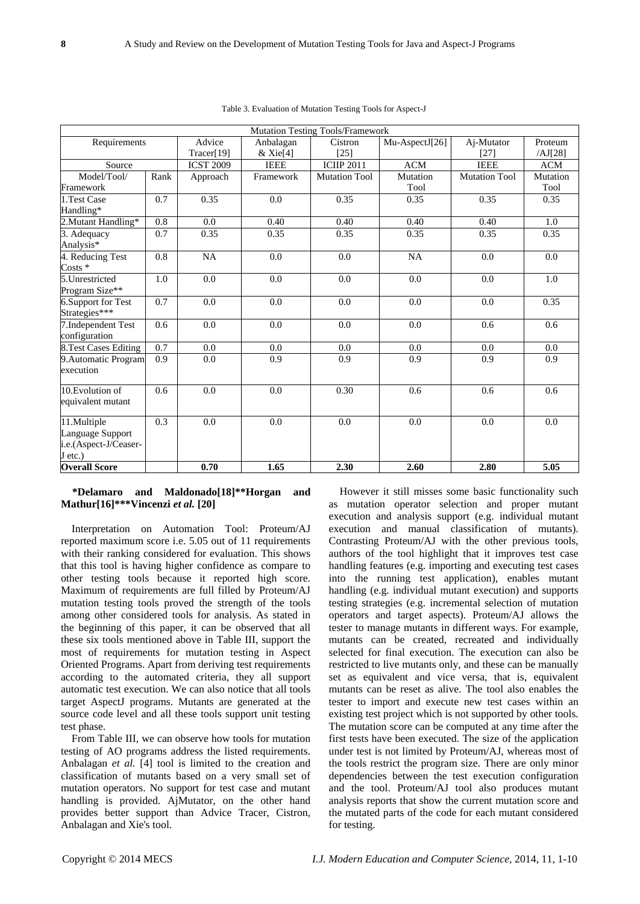Table 3. Evaluation of Mutation Testing Tools for Aspect-J

| Mutation Testing Tools/Framework | | | | | | | |
|---|---|---|---|---|---|---|---|
| Requirements | | Advice Tracer[19] | Anbalagan & Xie[4] | Cistron [25] | Mu-AspectJ[26] | Aj-Mutator [27] | Proteum /AJ[28] |
| Source | | ICST 2009 | IEEE | ICIIP 2011 | ACM | IEEE | ACM |
| Model/Tool/ Framework | Rank | Approach | Framework | Mutation Tool | Mutation Tool | Mutation Tool | Mutation Tool |
| 1.Test Case Handling* | 0.7 | 0.35 | 0.0 | 0.35 | 0.35 | 0.35 | 0.35 |
| 2.Mutant Handling* | 0.8 | 0.0 | 0.40 | 0.40 | 0.40 | 0.40 | 1.0 |
| 3. Adequacy Analysis* | 0.7 | 0.35 | 0.35 | 0.35 | 0.35 | 0.35 | 0.35 |
| 4. Reducing Test Costs * | 0.8 | NA | 0.0 | 0.0 | NA | 0.0 | 0.0 |
| 5.Unrestricted Program Size** | 1.0 | 0.0 | 0.0 | 0.0 | 0.0 | 0.0 | 1.0 |
| 6.Support for Test Strategies*** | 0.7 | 0.0 | 0.0 | 0.0 | 0.0 | 0.0 | 0.35 |
| 7.Independent Test configuration | 0.6 | 0.0 | 0.0 | 0.0 | 0.0 | 0.6 | 0.6 |
| 8.Test Cases Editing | 0.7 | 0.0 | 0.0 | 0.0 | 0.0 | 0.0 | 0.0 |
| 9.Automatic Program execution | 0.9 | 0.0 | 0.9 | 0.9 | 0.9 | 0.9 | 0.9 |
| 10.Evolution of equivalent mutant | 0.6 | 0.0 | 0.0 | 0.30 | 0.6 | 0.6 | 0.6 |
| 11.Multiple Language Support i.e.(Aspect-J/Ceaser-J etc.) | 0.3 | 0.0 | 0.0 | 0.0 | 0.0 | 0.0 | 0.0 |
| **Overall Score** | | **0.70** | **1.65** | **2.30** | **2.60** | **2.80** | **5.05** |

**\*Delamaro and Maldonado[18]\*\*Horgan and Mathur[16]\*\*\*Vincenzi *et al.* [20]**

Interpretation on Automation Tool: Proteum/AJ reported maximum score i.e. 5.05 out of 11 requirements with their ranking considered for evaluation. This shows that this tool is having higher confidence as compare to other testing tools because it reported high score. Maximum of requirements are full filled by Proteum/AJ mutation testing tools proved the strength of the tools among other considered tools for analysis. As stated in the beginning of this paper, it can be observed that all these six tools mentioned above in Table III, support the most of requirements for mutation testing in Aspect Oriented Programs. Apart from deriving test requirements according to the automated criteria, they all support automatic test execution. We can also notice that all tools target AspectJ programs. Mutants are generated at the source code level and all these tools support unit testing test phase.

From Table III, we can observe how tools for mutation testing of AO programs address the listed requirements. Anbalagan *et al.* [4] tool is limited to the creation and classification of mutants based on a very small set of mutation operators. No support for test case and mutant handling is provided. AjMutator, on the other hand provides better support than Advice Tracer, Cistron, Anbalagan and Xie's tool.

However it still misses some basic functionality such as mutation operator selection and proper mutant execution and analysis support (e.g. individual mutant execution and manual classification of mutants). Contrasting Proteum/AJ with the other previous tools, authors of the tool highlight that it improves test case handling features (e.g. importing and executing test cases into the running test application), enables mutant handling (e.g. individual mutant execution) and supports testing strategies (e.g. incremental selection of mutation operators and target aspects). Proteum/AJ allows the tester to manage mutants in different ways. For example, mutants can be created, recreated and individually selected for final execution. The execution can also be restricted to live mutants only, and these can be manually set as equivalent and vice versa, that is, equivalent mutants can be reset as alive. The tool also enables the tester to import and execute new test cases within an existing test project which is not supported by other tools. The mutation score can be computed at any time after the first tests have been executed. The size of the application under test is not limited by Proteum/AJ, whereas most of the tools restrict the program size. There are only minor dependencies between the test execution configuration and the tool. Proteum/AJ tool also produces mutant analysis reports that show the current mutation score and the mutated parts of the code for each mutant considered for testing.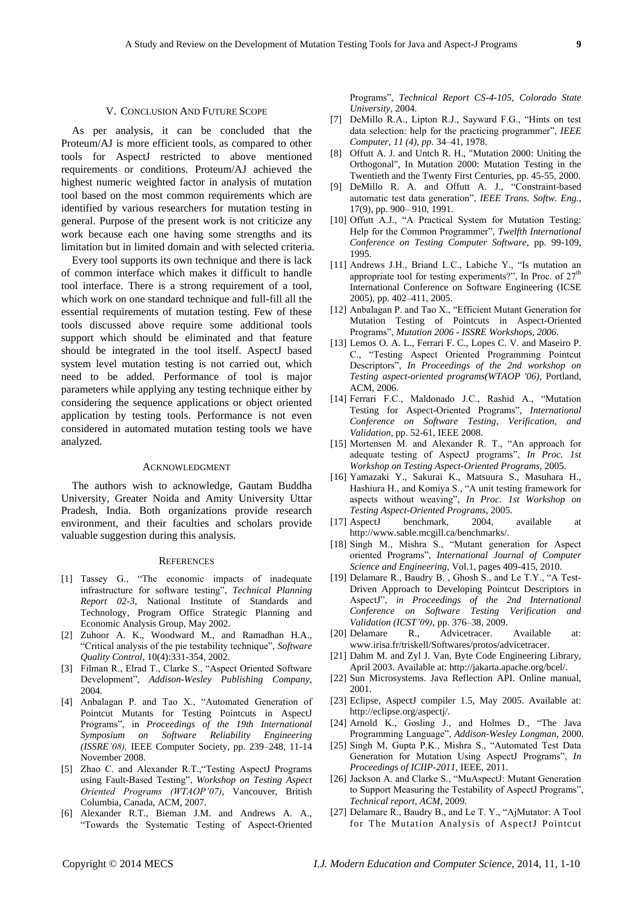## V. Conclusion And Future Scope

As per analysis, it can be concluded that the Proteum/AJ is more efficient tools, as compared to other tools for AspectJ restricted to above mentioned requirements or conditions. Proteum/AJ achieved the highest numeric weighted factor in analysis of mutation tool based on the most common requirements which are identified by various researchers for mutation testing in general. Purpose of the present work is not criticize any work because each one having some strengths and its limitation but in limited domain and with selected criteria.

Every tool supports its own technique and there is lack of common interface which makes it difficult to handle tool interface. There is a strong requirement of a tool, which work on one standard technique and full-fill all the essential requirements of mutation testing. Few of these tools discussed above require some additional tools support which should be eliminated and that feature should be integrated in the tool itself. AspectJ based system level mutation testing is not carried out, which need to be added. Performance of tool is major parameters while applying any testing technique either by considering the sequence applications or object oriented application by testing tools. Performance is not even considered in automated mutation testing tools we have analyzed.

## Acknowledgment

The authors wish to acknowledge, Gautam Buddha University, Greater Noida and Amity University Uttar Pradesh, India. Both organizations provide research environment, and their faculties and scholars provide valuable suggestion during this analysis.

## References

[1] Tassey G., "The economic impacts of inadequate infrastructure for software testing", *Technical Planning Report 02-3*, National Institute of Standards and Technology, Program Office Strategic Planning and Economic Analysis Group, May 2002.

[2] Zuhoor A. K., Woodward M., and Ramadhan H.A., "Critical analysis of the pie testability technique", *Software Quality Control*, 10(4):331-354, 2002.

[3] Filman R., Elrad T., Clarke S., "Aspect Oriented Software Development", *Addison-Wesley Publishing Company*, 2004.

[4] Anbalagan P. and Tao X., "Automated Generation of Pointcut Mutants for Testing Pointcuts in AspectJ Programs", in *Proceedings of the 19th International Symposium on Software Reliability Engineering (ISSRE'08),* IEEE Computer Society, pp. 239–248, 11-14 November 2008.

[5] Zhao C. and Alexander R.T.,"Testing AspectJ Programs using Fault-Based Testing", *Workshop on Testing Aspect Oriented Programs (WTAOP'07),* Vancouver, British Columbia, Canada, ACM, 2007.

[6] Alexander R.T., Bieman J.M. and Andrews A. A., "Towards the Systematic Testing of Aspect-Oriented Programs", *Technical Report CS-4-105, Colorado State University*, 2004.

[7] DeMillo R.A., Lipton R.J., Sayward F.G., "Hints on test data selection: help for the practicing programmer", *IEEE Computer, 11 (4), pp.* 34–41, 1978.

[8] Offutt A. J. and Untch R. H., "Mutation 2000: Uniting the Orthogonal", In Mutation 2000: Mutation Testing in the Twentieth and the Twenty First Centuries, pp. 45-55, 2000.

[9] DeMillo R. A. and Offutt A. J., "Constraint-based automatic test data generation", *IEEE Trans. Softw. Eng.*, 17(9), pp. 900– 910, 1991.

[10] Offutt A.J., "A Practical System for Mutation Testing: Help for the Common Programmer", *Twelfth International Conference on Testing Computer Software*, pp. 99-109, 1995.

[11] Andrews J.H., Briand L.C., Labiche Y., "Is mutation an appropriate tool for testing experiments?", In Proc. of 27th International Conference on Software Engineering (ICSE 2005), pp. 402–411, 2005.

[12] Anbalagan P. and Tao X., "Efficient Mutant Generation for Mutation Testing of Pointcuts in Aspect-Oriented Programs", *Mutation 2006 - ISSRE Workshops, 2006*.

[13] Lemos O. A. L., Ferrari F. C., Lopes C. V. and Maseiro P. C., "Testing Aspect Oriented Programming Pointcut Descriptors", *In Proceedings of the 2nd workshop on Testing aspect-oriented programs(WTAOP '06)*, Portland, ACM, 2006.

[14] Ferrari F.C., Maldonado J.C., Rashid A., "Mutation Testing for Aspect-Oriented Programs", *International Conference on Software Testing, Verification, and Validation*, pp. 52-61, IEEE 2008.

[15] Mortensen M. and Alexander R. T., "An approach for adequate testing of AspectJ programs", *In Proc. 1st Workshop on Testing Aspect-Oriented Programs*, 2005.

[16] Yamazaki Y., Sakurai K., Matsuura S., Masuhara H., Hashiura H., and Komiya S., "A unit testing framework for aspects without weaving", *In Proc. 1st Workshop on Testing Aspect-Oriented Programs*, 2005.

[17] AspectJ benchmark, 2004, available at http://www.sable.mcgill.ca/benchmarks/.

[18] Singh M., Mishra S., "Mutant generation for Aspect oriented Programs", *International Journal of Computer Science and Engineering*, Vol.1, pages 409-415, 2010.

[19] Delamare R., Baudry B. , Ghosh S., and Le T.Y., "A Test-Driven Approach to Developing Pointcut Descriptors in AspectJ", *in Proceedings of the 2nd International Conference on Software Testing Verification and Validation (ICST'09)*, pp. 376–38, 2009.

[20] Delamare R., Advicetracer. Available at: www.irisa.fr/triskell/Softwares/protos/advicetracer.

[21] Dahm M. and Zyl J. Van, Byte Code Engineering Library, April 2003. Available at: http://jakarta.apache.org/bcel/.

[22] Sun Microsystems. Java Reflection API. Online manual, 2001.

[23] Eclipse, AspectJ compiler 1.5, May 2005. Available at: http://eclipse.org/aspectj/.

[24] Arnold K., Gosling J., and Holmes D., "The Java Programming Language", *Addison-Wesley Longman*, 2000.

[25] Singh M, Gupta P.K., Mishra S., "Automated Test Data Generation for Mutation Using AspectJ Programs", *In Proceedings of ICIIP-2011*, IEEE, 2011.

[26] Jackson A. and Clarke S., "MuAspectJ: Mutant Generation to Support Measuring the Testability of AspectJ Programs", *Technical report, ACM*, 2009.

[27] Delamare R., Baudry B., and Le T. Y., "AjMutator: A Tool for The Mutation Analysis of AspectJ Pointcut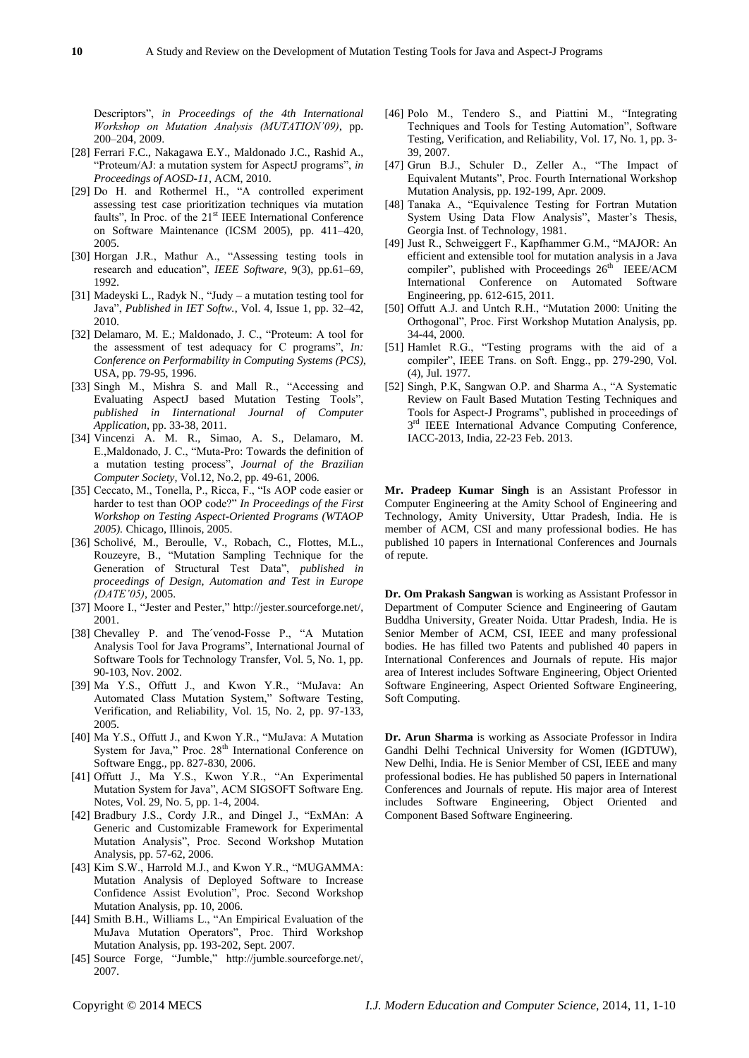Descriptors", *in Proceedings of the 4th International Workshop on Mutation Analysis (MUTATION'09)*, pp. 200–204, 2009.

[28] Ferrari F.C., Nakagawa E.Y., Maldonado J.C., Rashid A., "Proteum/AJ: a mutation system for AspectJ programs", *in Proceedings of AOSD-11*, ACM, 2010.

[29] Do H. and Rothermel H., "A controlled experiment assessing test case prioritization techniques via mutation faults", In Proc. of the 21st IEEE International Conference on Software Maintenance (ICSM 2005), pp. 411–420, 2005.

[30] Horgan J.R., Mathur A., "Assessing testing tools in research and education", *IEEE Software*, 9(3), pp.61–69, 1992.

[31] Madeyski L., Radyk N., "Judy – a mutation testing tool for Java", *Published in IET Softw.*, Vol. 4, Issue 1, pp. 32–42, 2010.

[32] Delamaro, M. E.; Maldonado, J. C., "Proteum: A tool for the assessment of test adequacy for C programs", *In: Conference on Performability in Computing Systems (PCS)*, USA, pp. 79-95, 1996.

[33] Singh M., Mishra S. and Mall R., "Accessing and Evaluating AspectJ based Mutation Testing Tools", *published in Iinternational Journal of Computer Application*, pp. 33-38, 2011.

[34] Vincenzi A. M. R., Simao, A. S., Delamaro, M. E.,Maldonado, J. C., "Muta-Pro: Towards the definition of a mutation testing process", *Journal of the Brazilian Computer Society*, Vol.12, No.2, pp. 49-61, 2006.

[35] Ceccato, M., Tonella, P., Ricca, F., "Is AOP code easier or harder to test than OOP code?" *In Proceedings of the First Workshop on Testing Aspect-Oriented Programs (WTAOP 2005).* Chicago, Illinois, 2005.

[36] Scholivé, M., Beroulle, V., Robach, C., Flottes, M.L., Rouzeyre, B., "Mutation Sampling Technique for the Generation of Structural Test Data", *published in proceedings of Design, Automation and Test in Europe (DATE'05)*, 2005.

[37] Moore I., "Jester and Pester," http://jester.sourceforge.net/, 2001.

[38] Chevalley P. and The´venod-Fosse P., "A Mutation Analysis Tool for Java Programs", International Journal of Software Tools for Technology Transfer, Vol. 5, No. 1, pp. 90-103, Nov. 2002.

[39] Ma Y.S., Offutt J., and Kwon Y.R., "MuJava: An Automated Class Mutation System," Software Testing, Verification, and Reliability, Vol. 15, No. 2, pp. 97-133, 2005.

[40] Ma Y.S., Offutt J., and Kwon Y.R., "MuJava: A Mutation System for Java," Proc. 28th International Conference on Software Engg., pp. 827-830, 2006.

[41] Offutt J., Ma Y.S., Kwon Y.R., "An Experimental Mutation System for Java", ACM SIGSOFT Software Eng. Notes, Vol. 29, No. 5, pp. 1-4, 2004.

[42] Bradbury J.S., Cordy J.R., and Dingel J., "ExMAn: A Generic and Customizable Framework for Experimental Mutation Analysis", Proc. Second Workshop Mutation Analysis, pp. 57-62, 2006.

[43] Kim S.W., Harrold M.J., and Kwon Y.R., "MUGAMMA: Mutation Analysis of Deployed Software to Increase Confidence Assist Evolution", Proc. Second Workshop Mutation Analysis, pp. 10, 2006.

[44] Smith B.H., Williams L., "An Empirical Evaluation of the MuJava Mutation Operators", Proc. Third Workshop Mutation Analysis, pp. 193-202, Sept. 2007.

[45] Source Forge, "Jumble," http://jumble.sourceforge.net/, 2007.

[46] Polo M., Tendero S., and Piattini M., "Integrating Techniques and Tools for Testing Automation", Software Testing, Verification, and Reliability, Vol. 17, No. 1, pp. 3-39, 2007.

[47] Grun B.J., Schuler D., Zeller A., "The Impact of Equivalent Mutants", Proc. Fourth International Workshop Mutation Analysis, pp. 192-199, Apr. 2009.

[48] Tanaka A., "Equivalence Testing for Fortran Mutation System Using Data Flow Analysis", Master's Thesis, Georgia Inst. of Technology, 1981.

[49] Just R., Schweiggert F., Kapfhammer G.M., "MAJOR: An efficient and extensible tool for mutation analysis in a Java compiler", published with Proceedings 26th IEEE/ACM International Conference on Automated Software Engineering, pp. 612-615, 2011.

[50] Offutt A.J. and Untch R.H., "Mutation 2000: Uniting the Orthogonal", Proc. First Workshop Mutation Analysis, pp. 34-44, 2000.

[51] Hamlet R.G., "Testing programs with the aid of a compiler", IEEE Trans. on Soft. Engg., pp. 279-290, Vol. (4), Jul. 1977.

[52] Singh, P.K, Sangwan O.P. and Sharma A., "A Systematic Review on Fault Based Mutation Testing Techniques and Tools for Aspect-J Programs", published in proceedings of 3rd IEEE International Advance Computing Conference, IACC-2013, India, 22-23 Feb. 2013.

**Mr. Pradeep Kumar Singh** is an Assistant Professor in Computer Engineering at the Amity School of Engineering and Technology, Amity University, Uttar Pradesh, India. He is member of ACM, CSI and many professional bodies. He has published 10 papers in International Conferences and Journals of repute.

**Dr. Om Prakash Sangwan** is working as Assistant Professor in Department of Computer Science and Engineering of Gautam Buddha University, Greater Noida. Uttar Pradesh, India. He is Senior Member of ACM, CSI, IEEE and many professional bodies. He has filled two Patents and published 40 papers in International Conferences and Journals of repute. His major area of Interest includes Software Engineering, Object Oriented Software Engineering, Aspect Oriented Software Engineering, Soft Computing.

**Dr. Arun Sharma** is working as Associate Professor in Indira Gandhi Delhi Technical University for Women (IGDTUW), New Delhi, India. He is Senior Member of CSI, IEEE and many professional bodies. He has published 50 papers in International Conferences and Journals of repute. His major area of Interest includes Software Engineering, Object Oriented and Component Based Software Engineering.